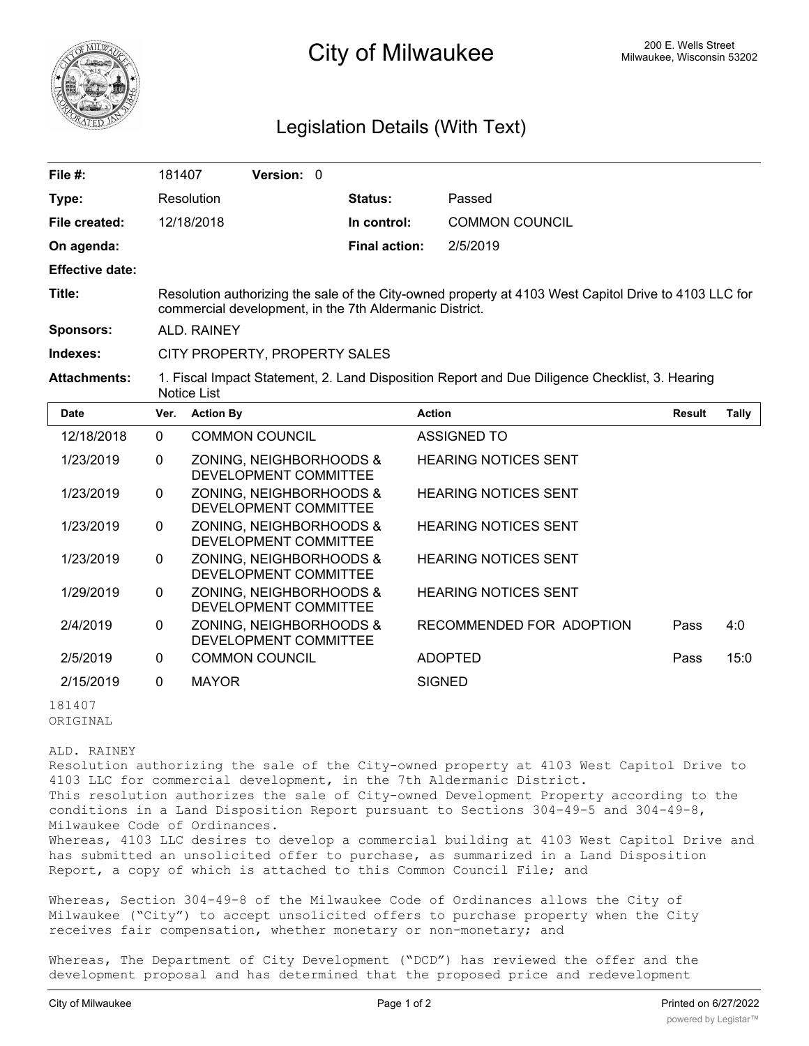# City of Milwaukee

200 E. Wells Street
Milwaukee, Wisconsin 53202

## Legislation Details (With Text)

| | | | |
|---|---|---|---|
| **File #:** | 181407 **Version:** 0 | | |
| **Type:** | Resolution | **Status:** | Passed |
| **File created:** | 12/18/2018 | **In control:** | COMMON COUNCIL |
| **On agenda:** | | **Final action:** | 2/5/2019 |
| **Effective date:** | | | |
| **Title:** | Resolution authorizing the sale of the City-owned property at 4103 West Capitol Drive to 4103 LLC for commercial development, in the 7th Aldermanic District. | | |
| **Sponsors:** | ALD. RAINEY | | |
| **Indexes:** | CITY PROPERTY, PROPERTY SALES | | |
| **Attachments:** | 1. Fiscal Impact Statement, 2. Land Disposition Report and Due Diligence Checklist, 3. Hearing Notice List | | |

| Date | Ver. | Action By | Action | Result | Tally |
|---|---|---|---|---|---|
| 12/18/2018 | 0 | COMMON COUNCIL | ASSIGNED TO | | |
| 1/23/2019 | 0 | ZONING, NEIGHBORHOODS & DEVELOPMENT COMMITTEE | HEARING NOTICES SENT | | |
| 1/23/2019 | 0 | ZONING, NEIGHBORHOODS & DEVELOPMENT COMMITTEE | HEARING NOTICES SENT | | |
| 1/23/2019 | 0 | ZONING, NEIGHBORHOODS & DEVELOPMENT COMMITTEE | HEARING NOTICES SENT | | |
| 1/23/2019 | 0 | ZONING, NEIGHBORHOODS & DEVELOPMENT COMMITTEE | HEARING NOTICES SENT | | |
| 1/29/2019 | 0 | ZONING, NEIGHBORHOODS & DEVELOPMENT COMMITTEE | HEARING NOTICES SENT | | |
| 2/4/2019 | 0 | ZONING, NEIGHBORHOODS & DEVELOPMENT COMMITTEE | RECOMMENDED FOR ADOPTION | Pass | 4:0 |
| 2/5/2019 | 0 | COMMON COUNCIL | ADOPTED | Pass | 15:0 |
| 2/15/2019 | 0 | MAYOR | SIGNED | | |

181407
ORIGINAL

ALD. RAINEY
Resolution authorizing the sale of the City-owned property at 4103 West Capitol Drive to 4103 LLC for commercial development, in the 7th Aldermanic District.
This resolution authorizes the sale of City-owned Development Property according to the conditions in a Land Disposition Report pursuant to Sections 304-49-5 and 304-49-8, Milwaukee Code of Ordinances.
Whereas, 4103 LLC desires to develop a commercial building at 4103 West Capitol Drive and has submitted an unsolicited offer to purchase, as summarized in a Land Disposition Report, a copy of which is attached to this Common Council File; and

Whereas, Section 304-49-8 of the Milwaukee Code of Ordinances allows the City of Milwaukee ("City") to accept unsolicited offers to purchase property when the City receives fair compensation, whether monetary or non-monetary; and

Whereas, The Department of City Development ("DCD") has reviewed the offer and the development proposal and has determined that the proposed price and redevelopment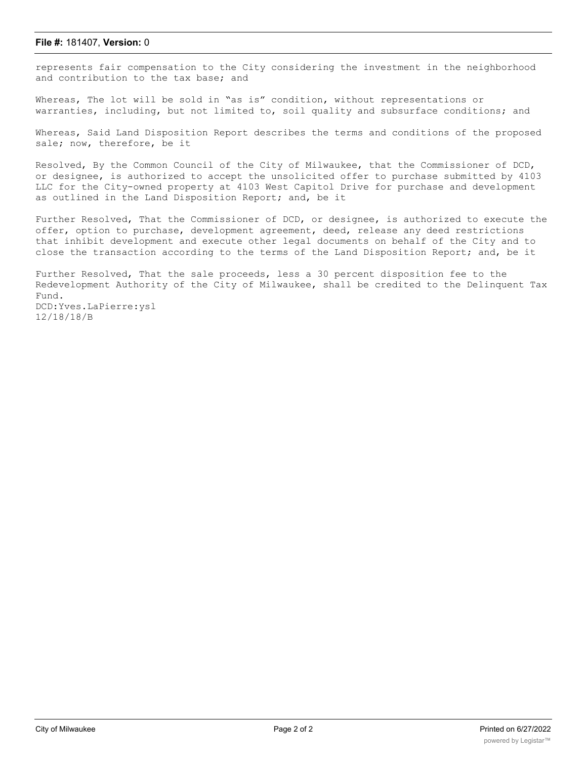represents fair compensation to the City considering the investment in the neighborhood and contribution to the tax base; and

Whereas, The lot will be sold in "as is" condition, without representations or warranties, including, but not limited to, soil quality and subsurface conditions; and

Whereas, Said Land Disposition Report describes the terms and conditions of the proposed sale; now, therefore, be it

Resolved, By the Common Council of the City of Milwaukee, that the Commissioner of DCD, or designee, is authorized to accept the unsolicited offer to purchase submitted by 4103 LLC for the City-owned property at 4103 West Capitol Drive for purchase and development as outlined in the Land Disposition Report; and, be it

Further Resolved, That the Commissioner of DCD, or designee, is authorized to execute the offer, option to purchase, development agreement, deed, release any deed restrictions that inhibit development and execute other legal documents on behalf of the City and to close the transaction according to the terms of the Land Disposition Report; and, be it

Further Resolved, That the sale proceeds, less a 30 percent disposition fee to the Redevelopment Authority of the City of Milwaukee, shall be credited to the Delinquent Tax Fund.
DCD:Yves.LaPierre:ysl
12/18/18/B